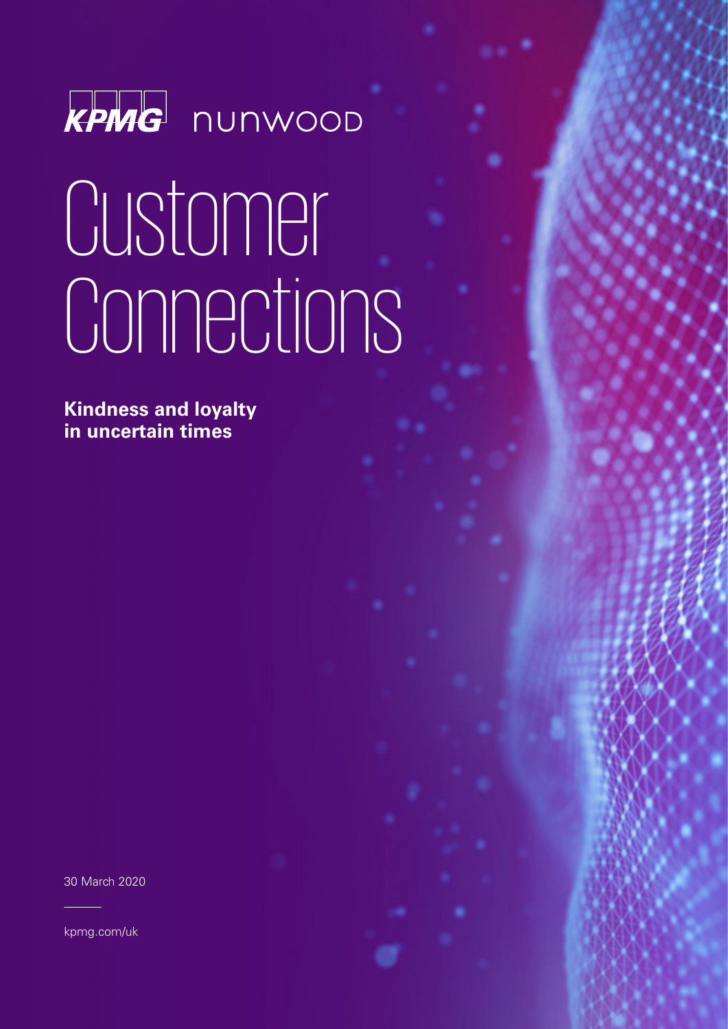KPMG nunwood

# Customer Connections

**Kindness and loyalty in uncertain times**

30 March 2020

kpmg.com/uk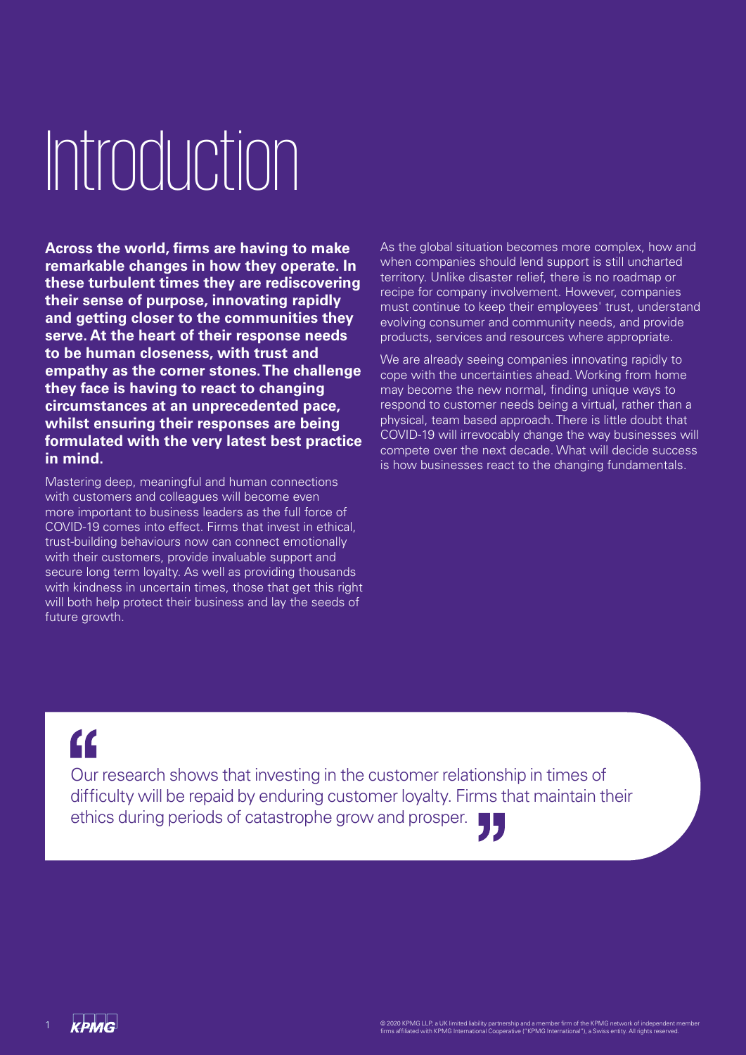# Introduction

**Across the world, firms are having to make remarkable changes in how they operate. In these turbulent times they are rediscovering their sense of purpose, innovating rapidly and getting closer to the communities they serve. At the heart of their response needs to be human closeness, with trust and empathy as the corner stones. The challenge they face is having to react to changing circumstances at an unprecedented pace, whilst ensuring their responses are being formulated with the very latest best practice in mind.**

Mastering deep, meaningful and human connections with customers and colleagues will become even more important to business leaders as the full force of COVID-19 comes into effect. Firms that invest in ethical, trust-building behaviours now can connect emotionally with their customers, provide invaluable support and secure long term loyalty. As well as providing thousands with kindness in uncertain times, those that get this right will both help protect their business and lay the seeds of future growth.

As the global situation becomes more complex, how and when companies should lend support is still uncharted territory. Unlike disaster relief, there is no roadmap or recipe for company involvement. However, companies must continue to keep their employees' trust, understand evolving consumer and community needs, and provide products, services and resources where appropriate.

We are already seeing companies innovating rapidly to cope with the uncertainties ahead. Working from home may become the new normal, finding unique ways to respond to customer needs being a virtual, rather than a physical, team based approach. There is little doubt that COVID-19 will irrevocably change the way businesses will compete over the next decade. What will decide success is how businesses react to the changing fundamentals.

> "Our research shows that investing in the customer relationship in times of difficulty will be repaid by enduring customer loyalty. Firms that maintain their ethics during periods of catastrophe grow and prosper."

© 2020 KPMG LLP, a UK limited liability partnership and a member firm of the KPMG network of independent member firms affiliated with KPMG International Cooperative ("KPMG International"), a Swiss entity. All rights reserved.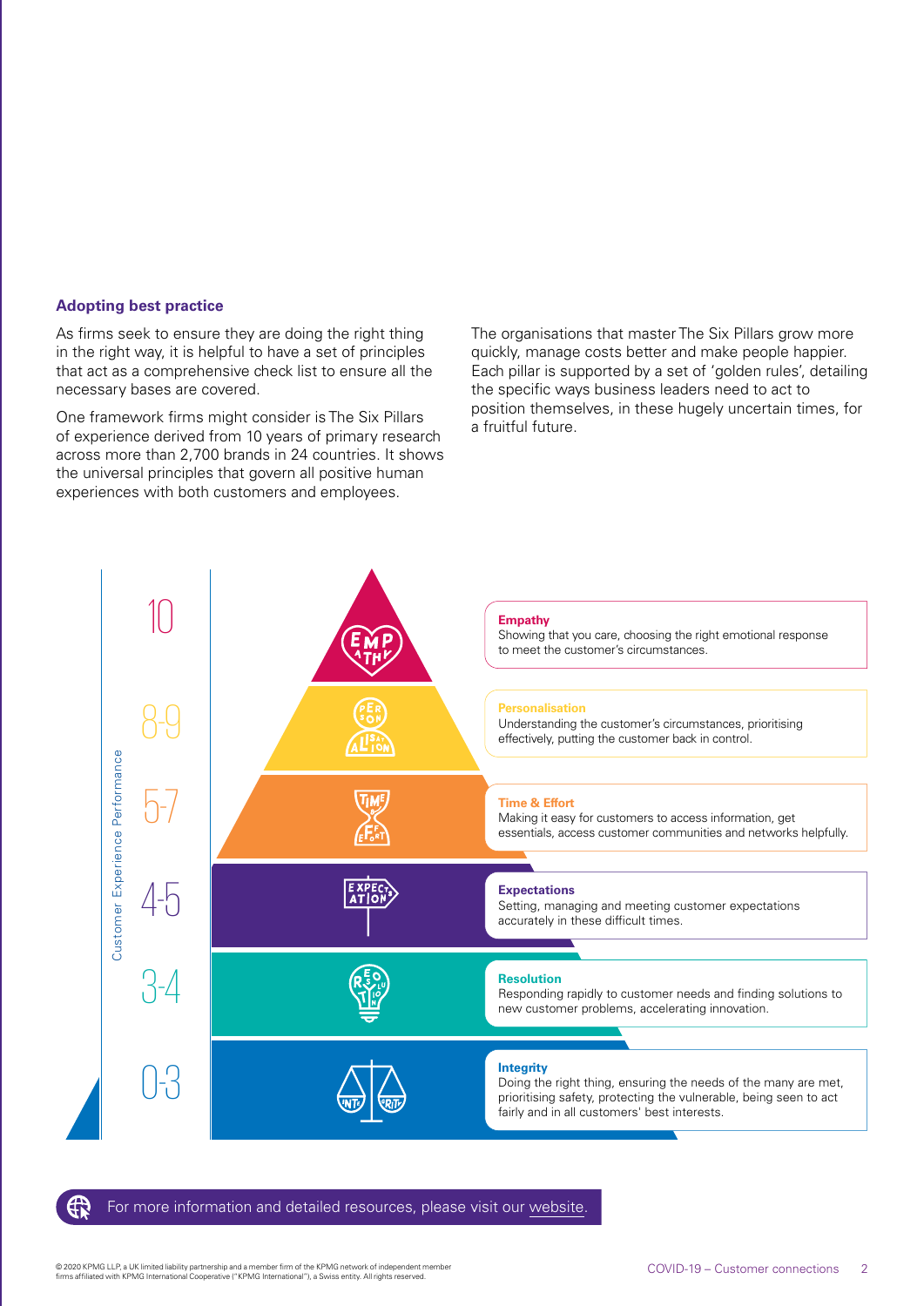### Adopting best practice

As firms seek to ensure they are doing the right thing in the right way, it is helpful to have a set of principles that act as a comprehensive check list to ensure all the necessary bases are covered.

One framework firms might consider is The Six Pillars of experience derived from 10 years of primary research across more than 2,700 brands in 24 countries. It shows the universal principles that govern all positive human experiences with both customers and employees.

The organisations that master The Six Pillars grow more quickly, manage costs better and make people happier. Each pillar is supported by a set of 'golden rules', detailing the specific ways business leaders need to act to position themselves, in these hugely uncertain times, for a fruitful future.

Customer Experience Performance

10

8-9

5-7

4-5

3-4

0-3

**Empathy**
Showing that you care, choosing the right emotional response to meet the customer's circumstances.

**Personalisation**
Understanding the customer's circumstances, prioritising effectively, putting the customer back in control.

**Time & Effort**
Making it easy for customers to access information, get essentials, access customer communities and networks helpfully.

**Expectations**
Setting, managing and meeting customer expectations accurately in these difficult times.

**Resolution**
Responding rapidly to customer needs and finding solutions to new customer problems, accelerating innovation.

**Integrity**
Doing the right thing, ensuring the needs of the many are met, prioritising safety, protecting the vulnerable, being seen to act fairly and in all customers' best interests.

For more information and detailed resources, please visit our website.

© 2020 KPMG LLP, a UK limited liability partnership and a member firm of the KPMG network of independent member firms affiliated with KPMG International Cooperative ("KPMG International"), a Swiss entity. All rights reserved.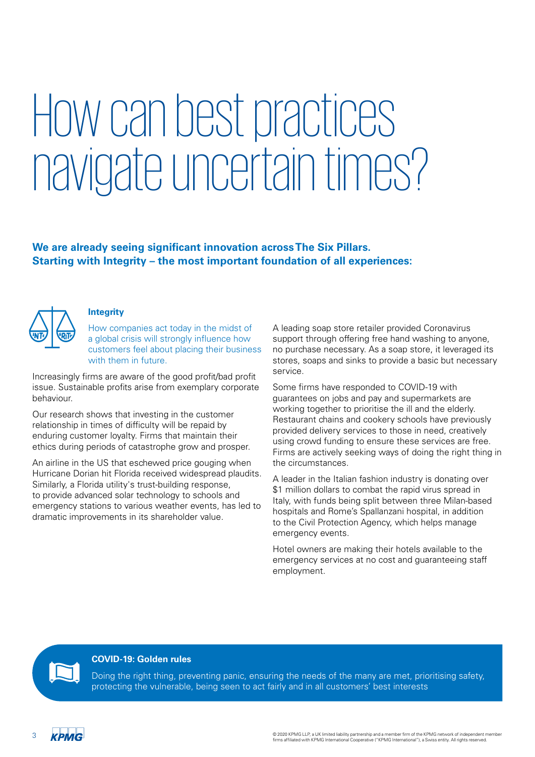# How can best practices navigate uncertain times?

**We are already seeing significant innovation across The Six Pillars. Starting with Integrity – the most important foundation of all experiences:**

### Integrity

How companies act today in the midst of a global crisis will strongly influence how customers feel about placing their business with them in future.

Increasingly firms are aware of the good profit/bad profit issue. Sustainable profits arise from exemplary corporate behaviour.

Our research shows that investing in the customer relationship in times of difficulty will be repaid by enduring customer loyalty. Firms that maintain their ethics during periods of catastrophe grow and prosper.

An airline in the US that eschewed price gouging when Hurricane Dorian hit Florida received widespread plaudits. Similarly, a Florida utility's trust-building response, to provide advanced solar technology to schools and emergency stations to various weather events, has led to dramatic improvements in its shareholder value.

A leading soap store retailer provided Coronavirus support through offering free hand washing to anyone, no purchase necessary. As a soap store, it leveraged its stores, soaps and sinks to provide a basic but necessary service.

Some firms have responded to COVID-19 with guarantees on jobs and pay and supermarkets are working together to prioritise the ill and the elderly. Restaurant chains and cookery schools have previously provided delivery services to those in need, creatively using crowd funding to ensure these services are free. Firms are actively seeking ways of doing the right thing in the circumstances.

A leader in the Italian fashion industry is donating over $1 million dollars to combat the rapid virus spread in Italy, with funds being split between three Milan-based hospitals and Rome's Spallanzani hospital, in addition to the Civil Protection Agency, which helps manage emergency events.

Hotel owners are making their hotels available to the emergency services at no cost and guaranteeing staff employment.

**COVID-19: Golden rules**

Doing the right thing, preventing panic, ensuring the needs of the many are met, prioritising safety, protecting the vulnerable, being seen to act fairly and in all customers' best interests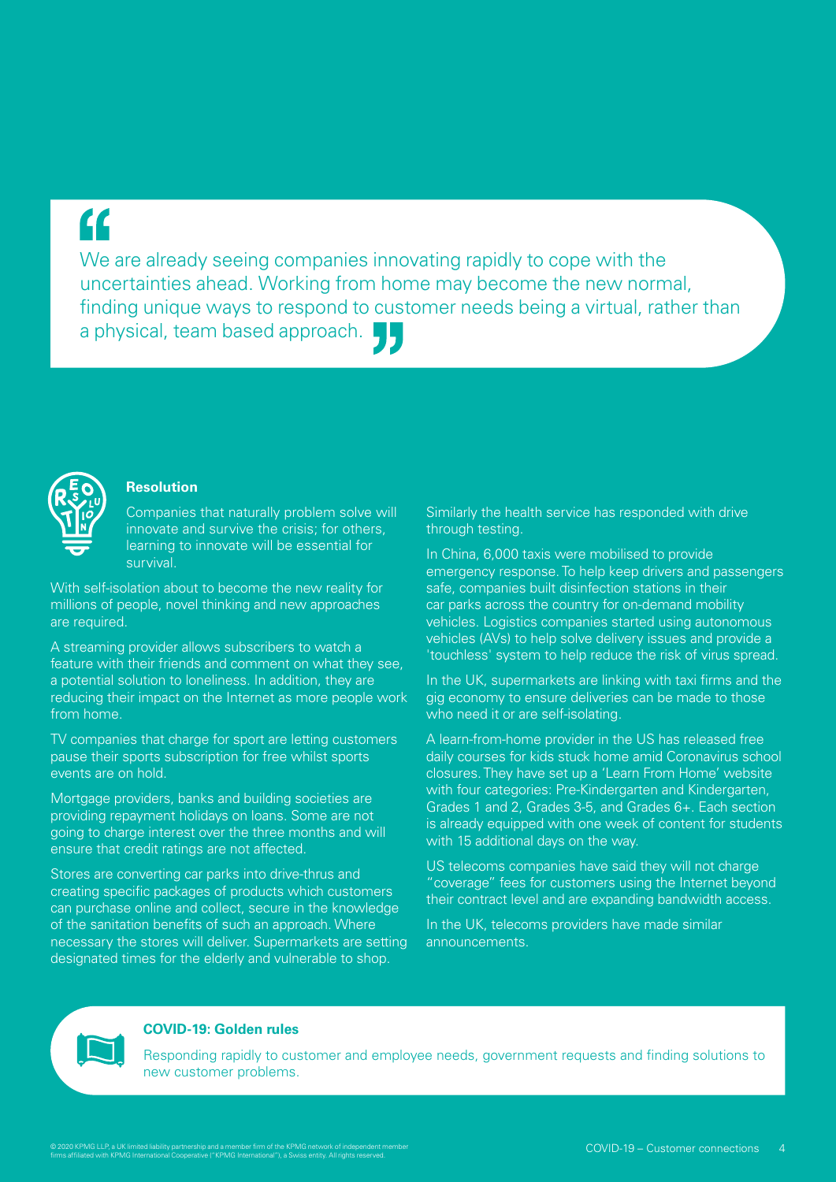> We are already seeing companies innovating rapidly to cope with the uncertainties ahead. Working from home may become the new normal, finding unique ways to respond to customer needs being a virtual, rather than a physical, team based approach.

### Resolution

Companies that naturally problem solve will innovate and survive the crisis; for others, learning to innovate will be essential for survival.

With self-isolation about to become the new reality for millions of people, novel thinking and new approaches are required.

A streaming provider allows subscribers to watch a feature with their friends and comment on what they see, a potential solution to loneliness. In addition, they are reducing their impact on the Internet as more people work from home.

TV companies that charge for sport are letting customers pause their sports subscription for free whilst sports events are on hold.

Mortgage providers, banks and building societies are providing repayment holidays on loans. Some are not going to charge interest over the three months and will ensure that credit ratings are not affected.

Stores are converting car parks into drive-thrus and creating specific packages of products which customers can purchase online and collect, secure in the knowledge of the sanitation benefits of such an approach. Where necessary the stores will deliver. Supermarkets are setting designated times for the elderly and vulnerable to shop.

Similarly the health service has responded with drive through testing.

In China, 6,000 taxis were mobilised to provide emergency response. To help keep drivers and passengers safe, companies built disinfection stations in their car parks across the country for on-demand mobility vehicles. Logistics companies started using autonomous vehicles (AVs) to help solve delivery issues and provide a 'touchless' system to help reduce the risk of virus spread.

In the UK, supermarkets are linking with taxi firms and the gig economy to ensure deliveries can be made to those who need it or are self-isolating.

A learn-from-home provider in the US has released free daily courses for kids stuck home amid Coronavirus school closures. They have set up a 'Learn From Home' website with four categories: Pre-Kindergarten and Kindergarten, Grades 1 and 2, Grades 3-5, and Grades 6+. Each section is already equipped with one week of content for students with 15 additional days on the way.

US telecoms companies have said they will not charge "coverage" fees for customers using the Internet beyond their contract level and are expanding bandwidth access.

In the UK, telecoms providers have made similar announcements.

**COVID-19: Golden rules**

Responding rapidly to customer and employee needs, government requests and finding solutions to new customer problems.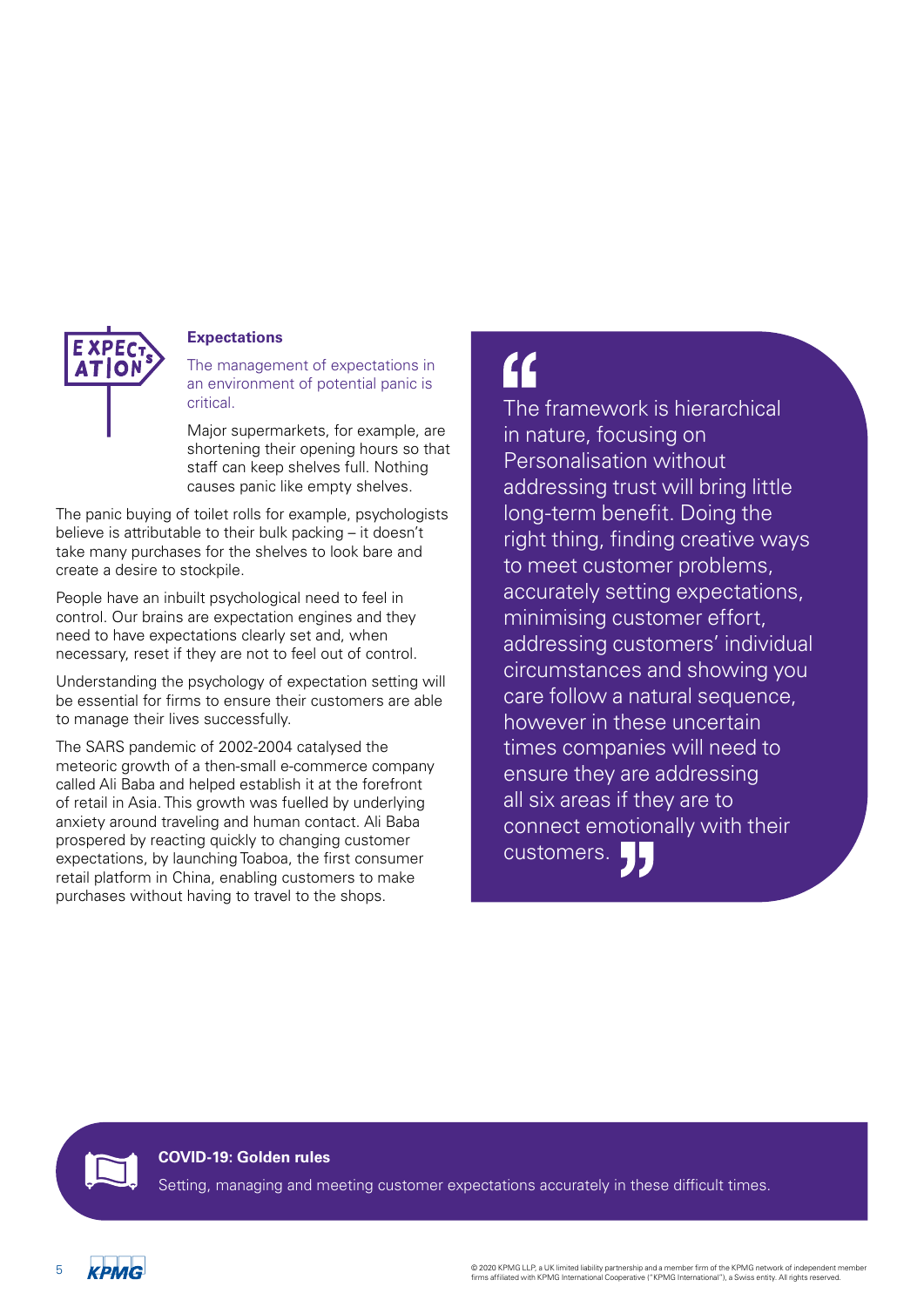## Expectations

The management of expectations in an environment of potential panic is critical.

Major supermarkets, for example, are shortening their opening hours so that staff can keep shelves full. Nothing causes panic like empty shelves.

The panic buying of toilet rolls for example, psychologists believe is attributable to their bulk packing – it doesn't take many purchases for the shelves to look bare and create a desire to stockpile.

People have an inbuilt psychological need to feel in control. Our brains are expectation engines and they need to have expectations clearly set and, when necessary, reset if they are not to feel out of control.

Understanding the psychology of expectation setting will be essential for firms to ensure their customers are able to manage their lives successfully.

The SARS pandemic of 2002-2004 catalysed the meteoric growth of a then-small e-commerce company called Ali Baba and helped establish it at the forefront of retail in Asia. This growth was fuelled by underlying anxiety around traveling and human contact. Ali Baba prospered by reacting quickly to changing customer expectations, by launching Toaboa, the first consumer retail platform in China, enabling customers to make purchases without having to travel to the shops.

> "The framework is hierarchical in nature, focusing on Personalisation without addressing trust will bring little long-term benefit. Doing the right thing, finding creative ways to meet customer problems, accurately setting expectations, minimising customer effort, addressing customers' individual circumstances and showing you care follow a natural sequence, however in these uncertain times companies will need to ensure they are addressing all six areas if they are to connect emotionally with their customers."

**COVID-19: Golden rules**

Setting, managing and meeting customer expectations accurately in these difficult times.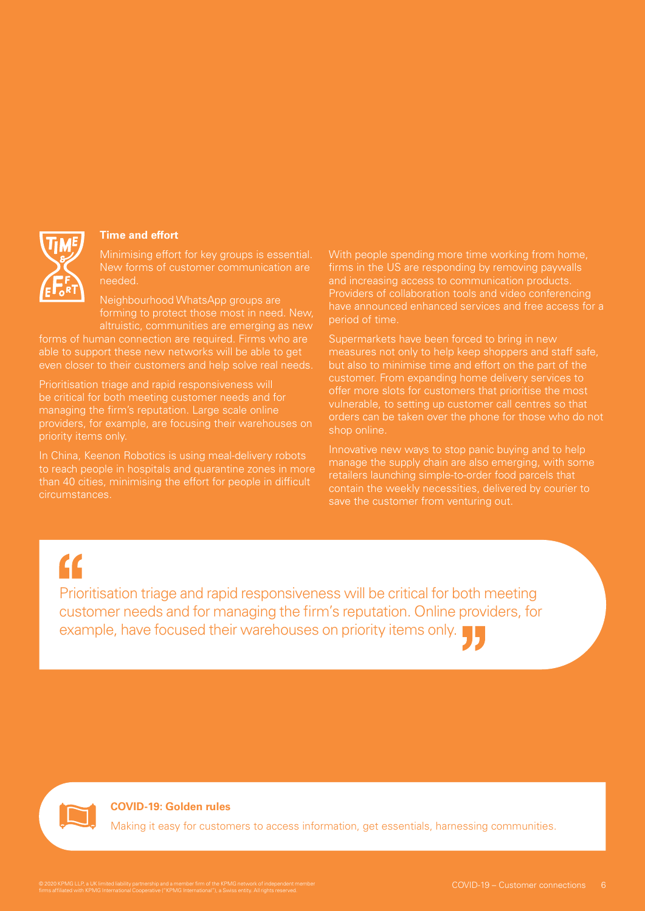### Time and effort

Minimising effort for key groups is essential. New forms of customer communication are needed.

Neighbourhood WhatsApp groups are forming to protect those most in need. New, altruistic, communities are emerging as new forms of human connection are required. Firms who are able to support these new networks will be able to get even closer to their customers and help solve real needs.

Prioritisation triage and rapid responsiveness will be critical for both meeting customer needs and for managing the firm's reputation. Large scale online providers, for example, are focusing their warehouses on priority items only.

In China, Keenon Robotics is using meal-delivery robots to reach people in hospitals and quarantine zones in more than 40 cities, minimising the effort for people in difficult circumstances.

With people spending more time working from home, firms in the US are responding by removing paywalls and increasing access to communication products. Providers of collaboration tools and video conferencing have announced enhanced services and free access for a period of time.

Supermarkets have been forced to bring in new measures not only to help keep shoppers and staff safe, but also to minimise time and effort on the part of the customer. From expanding home delivery services to offer more slots for customers that prioritise the most vulnerable, to setting up customer call centres so that orders can be taken over the phone for those who do not shop online.

Innovative new ways to stop panic buying and to help manage the supply chain are also emerging, with some retailers launching simple-to-order food parcels that contain the weekly necessities, delivered by courier to save the customer from venturing out.

> "Prioritisation triage and rapid responsiveness will be critical for both meeting customer needs and for managing the firm's reputation. Online providers, for example, have focused their warehouses on priority items only."

**COVID-19: Golden rules**

Making it easy for customers to access information, get essentials, harnessing communities.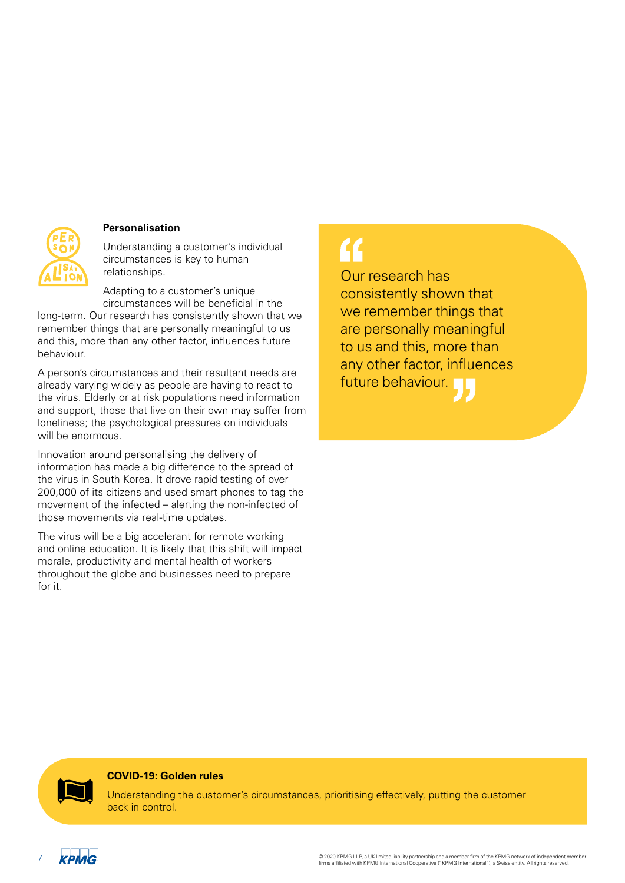### Personalisation

Understanding a customer's individual circumstances is key to human relationships.

Adapting to a customer's unique circumstances will be beneficial in the long-term. Our research has consistently shown that we remember things that are personally meaningful to us and this, more than any other factor, influences future behaviour.

A person's circumstances and their resultant needs are already varying widely as people are having to react to the virus. Elderly or at risk populations need information and support, those that live on their own may suffer from loneliness; the psychological pressures on individuals will be enormous.

Innovation around personalising the delivery of information has made a big difference to the spread of the virus in South Korea. It drove rapid testing of over 200,000 of its citizens and used smart phones to tag the movement of the infected – alerting the non-infected of those movements via real-time updates.

The virus will be a big accelerant for remote working and online education. It is likely that this shift will impact morale, productivity and mental health of workers throughout the globe and businesses need to prepare for it.

> "Our research has consistently shown that we remember things that are personally meaningful to us and this, more than any other factor, influences future behaviour."

**COVID-19: Golden rules**

Understanding the customer's circumstances, prioritising effectively, putting the customer back in control.

© 2020 KPMG LLP, a UK limited liability partnership and a member firm of the KPMG network of independent member firms affiliated with KPMG International Cooperative ("KPMG International"), a Swiss entity. All rights reserved.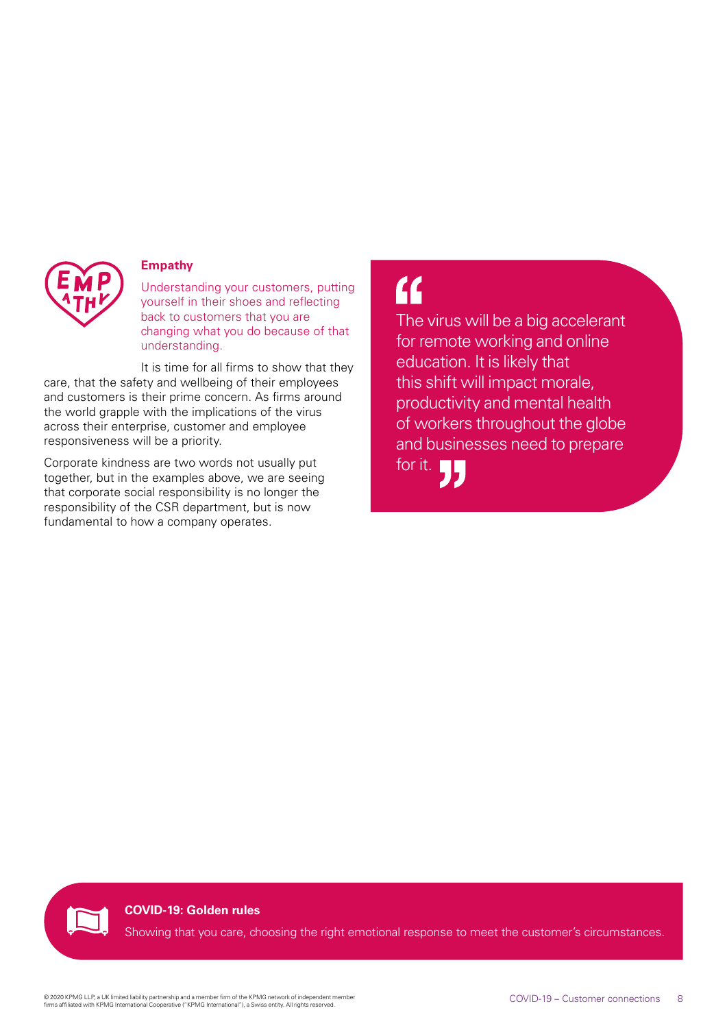### Empathy

Understanding your customers, putting yourself in their shoes and reflecting back to customers that you are changing what you do because of that understanding.

It is time for all firms to show that they care, that the safety and wellbeing of their employees and customers is their prime concern. As firms around the world grapple with the implications of the virus across their enterprise, customer and employee responsiveness will be a priority.

Corporate kindness are two words not usually put together, but in the examples above, we are seeing that corporate social responsibility is no longer the responsibility of the CSR department, but is now fundamental to how a company operates.

> "The virus will be a big accelerant for remote working and online education. It is likely that this shift will impact morale, productivity and mental health of workers throughout the globe and businesses need to prepare for it."

**COVID-19: Golden rules**

Showing that you care, choosing the right emotional response to meet the customer's circumstances.

© 2020 KPMG LLP, a UK limited liability partnership and a member firm of the KPMG network of independent member firms affiliated with KPMG International Cooperative ("KPMG International"), a Swiss entity. All rights reserved.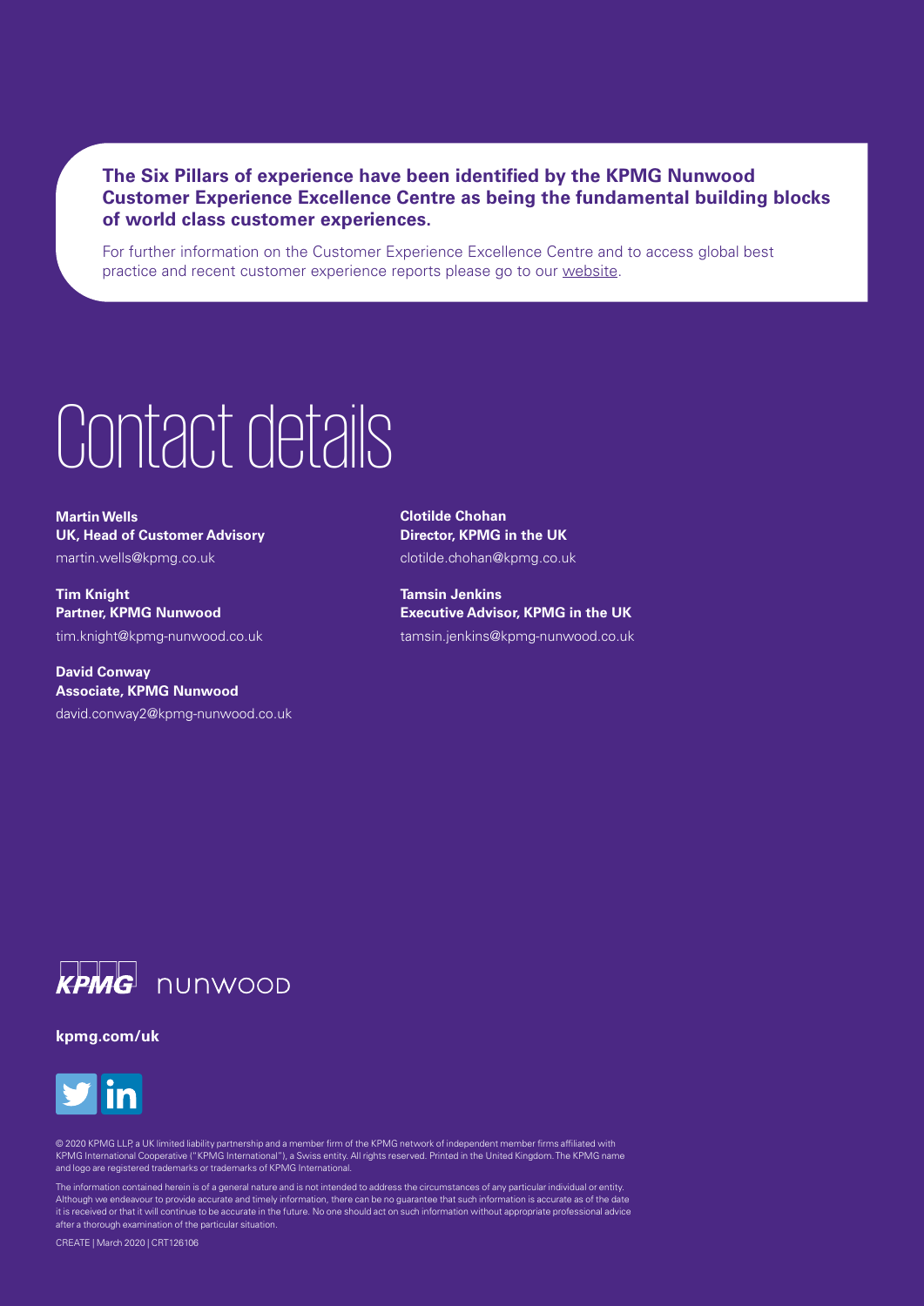**The Six Pillars of experience have been identified by the KPMG Nunwood Customer Experience Excellence Centre as being the fundamental building blocks of world class customer experiences.**

For further information on the Customer Experience Excellence Centre and to access global best practice and recent customer experience reports please go to our website.

# Contact details

**Martin Wells**
**UK, Head of Customer Advisory**
martin.wells@kpmg.co.uk

**Tim Knight**
**Partner, KPMG Nunwood**
tim.knight@kpmg-nunwood.co.uk

**David Conway**
**Associate, KPMG Nunwood**
david.conway2@kpmg-nunwood.co.uk

**Clotilde Chohan**
**Director, KPMG in the UK**
clotilde.chohan@kpmg.co.uk

**Tamsin Jenkins**
**Executive Advisor, KPMG in the UK**
tamsin.jenkins@kpmg-nunwood.co.uk

KPMG NUNWOOD

**kpmg.com/uk**

© 2020 KPMG LLP, a UK limited liability partnership and a member firm of the KPMG network of independent member firms affiliated with KPMG International Cooperative ("KPMG International"), a Swiss entity. All rights reserved. Printed in the United Kingdom. The KPMG name and logo are registered trademarks or trademarks of KPMG International.

The information contained herein is of a general nature and is not intended to address the circumstances of any particular individual or entity. Although we endeavour to provide accurate and timely information, there can be no guarantee that such information is accurate as of the date it is received or that it will continue to be accurate in the future. No one should act on such information without appropriate professional advice after a thorough examination of the particular situation.

CREATE | March 2020 | CRT126106